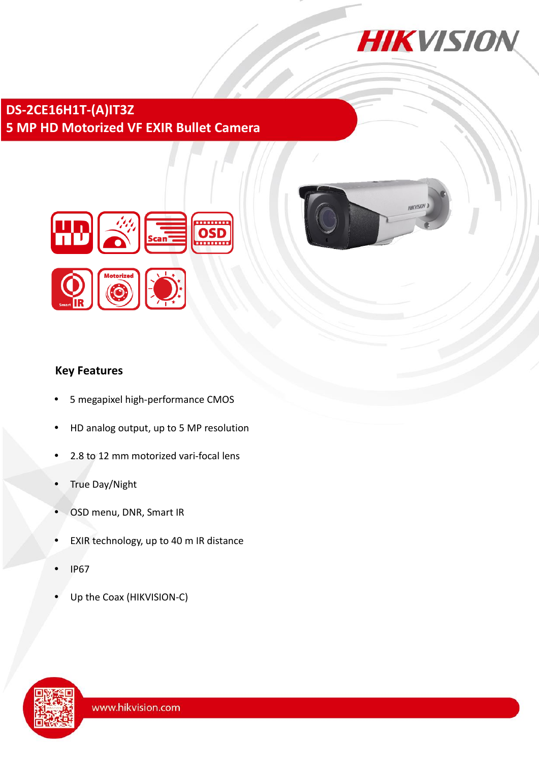# DS-2CE16H1T-(A)IT3Z

## 5 MP HD Motorized VF EXIR Bullet Camera

### Key Features

- 5 megapixel high-performance CMOS
- HD analog output, up to 5 MP resolution
- 2.8 to 12 mm motorized vari-focal lens
- True Day/Night
- OSD menu, DNR, Smart IR
- EXIR technology, up to 40 m IR distance
- IP67
- Up the Coax (HIKVISION-C)

www.hikvision.com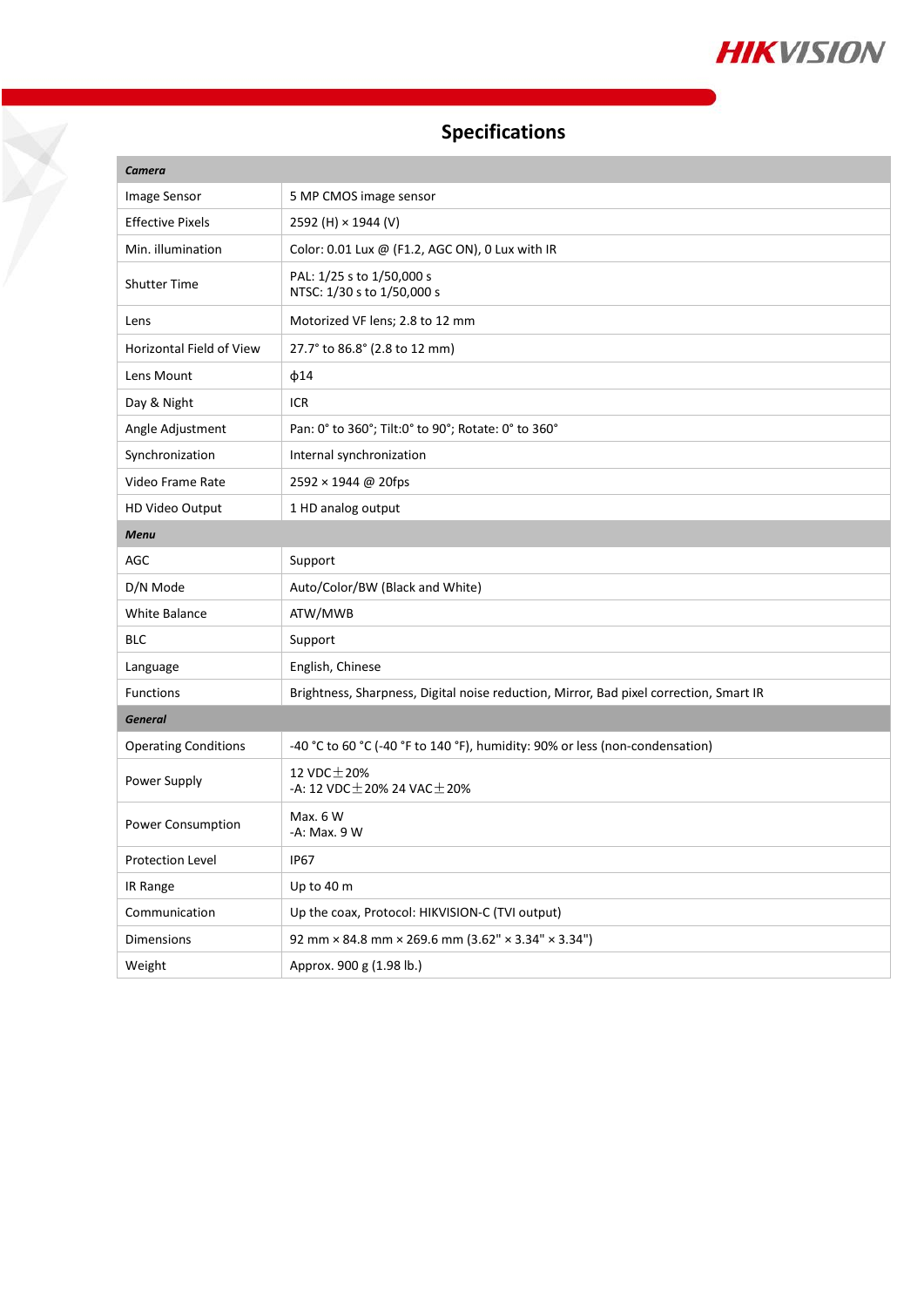## Specifications

| ***Camera*** | |
|---|---|
| Image Sensor | 5 MP CMOS image sensor |
| Effective Pixels | 2592 (H) × 1944 (V) |
| Min. illumination | Color: 0.01 Lux @ (F1.2, AGC ON), 0 Lux with IR |
| Shutter Time | PAL: 1/25 s to 1/50,000 s<br>NTSC: 1/30 s to 1/50,000 s |
| Lens | Motorized VF lens; 2.8 to 12 mm |
| Horizontal Field of View | 27.7° to 86.8° (2.8 to 12 mm) |
| Lens Mount | ϕ14 |
| Day & Night | ICR |
| Angle Adjustment | Pan: 0° to 360°; Tilt:0° to 90°; Rotate: 0° to 360° |
| Synchronization | Internal synchronization |
| Video Frame Rate | 2592 × 1944 @ 20fps |
| HD Video Output | 1 HD analog output |
| ***Menu*** | |
| AGC | Support |
| D/N Mode | Auto/Color/BW (Black and White) |
| White Balance | ATW/MWB |
| BLC | Support |
| Language | English, Chinese |
| Functions | Brightness, Sharpness, Digital noise reduction, Mirror, Bad pixel correction, Smart IR |
| ***General*** | |
| Operating Conditions | -40 °C to 60 °C (-40 °F to 140 °F), humidity: 90% or less (non-condensation) |
| Power Supply | 12 VDC±20%<br>-A: 12 VDC±20% 24 VAC±20% |
| Power Consumption | Max. 6 W<br>-A: Max. 9 W |
| Protection Level | IP67 |
| IR Range | Up to 40 m |
| Communication | Up the coax, Protocol: HIKVISION-C (TVI output) |
| Dimensions | 92 mm × 84.8 mm × 269.6 mm (3.62" × 3.34" × 3.34") |
| Weight | Approx. 900 g (1.98 lb.) |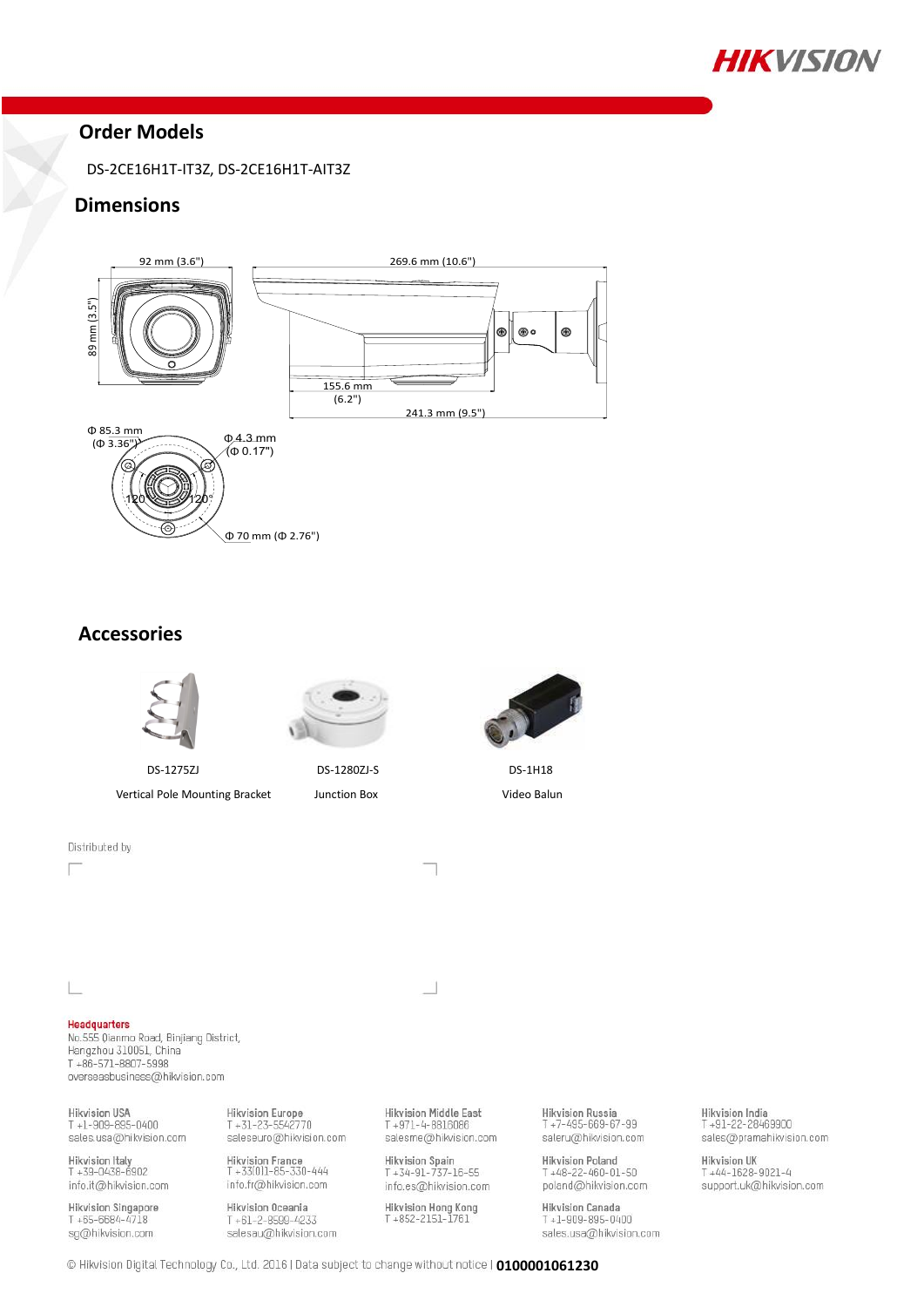## Order Models

DS-2CE16H1T-IT3Z, DS-2CE16H1T-AIT3Z

## Dimensions

92 mm (3.6")
89 mm (3.5")
269.6 mm (10.6")
155.6 mm (6.2")
241.3 mm (9.5")
Φ 85.3 mm (Φ 3.36")
Φ 4.3 mm (Φ 0.17")
120°
120°
Φ 70 mm (Φ 2.76")

## Accessories

| DS-1275ZJ | DS-1280ZJ-S | DS-1H18 |
|---|---|---|
| Vertical Pole Mounting Bracket | Junction Box | Video Balun |

Distributed by

**Headquarters**
No.555 Qianmo Road, Binjiang District,
Hangzhou 310051, China
T +86-571-8807-5998
overseasbusiness@hikvision.com

Hikvision USA
T +1-909-895-0400
sales.usa@hikvision.com

Hikvision Europe
T +31-23-5542770
saleseuro@hikvision.com

Hikvision Middle East
T +971-4-8816086
salesme@hikvision.com

Hikvision Russia
T +7-495-669-67-99
saleru@hikvision.com

Hikvision India
T +91-22-28469900
sales@pramahikvision.com

Hikvision Italy
T +39-0438-6902
info.it@hikvision.com

Hikvision France
T +33(0)1-85-330-444
info.fr@hikvision.com

Hikvision Spain
T +34-91-737-16-55
info.es@hikvision.com

Hikvision Poland
T +48-22-460-01-50
poland@hikvision.com

Hikvision UK
T +44-1628-9021-4
support.uk@hikvision.com

Hikvision Singapore
T +65-6684-4718
sg@hikvision.com

Hikvision Oceania
T +61-2-8599-4233
salesau@hikvision.com

Hikvision Hong Kong
T +852-2151-1761

Hikvision Canada
T +1-909-895-0400
sales.usa@hikvision.com

© Hikvision Digital Technology Co., Ltd. 2016 | Data subject to change without notice | **0100001061230**